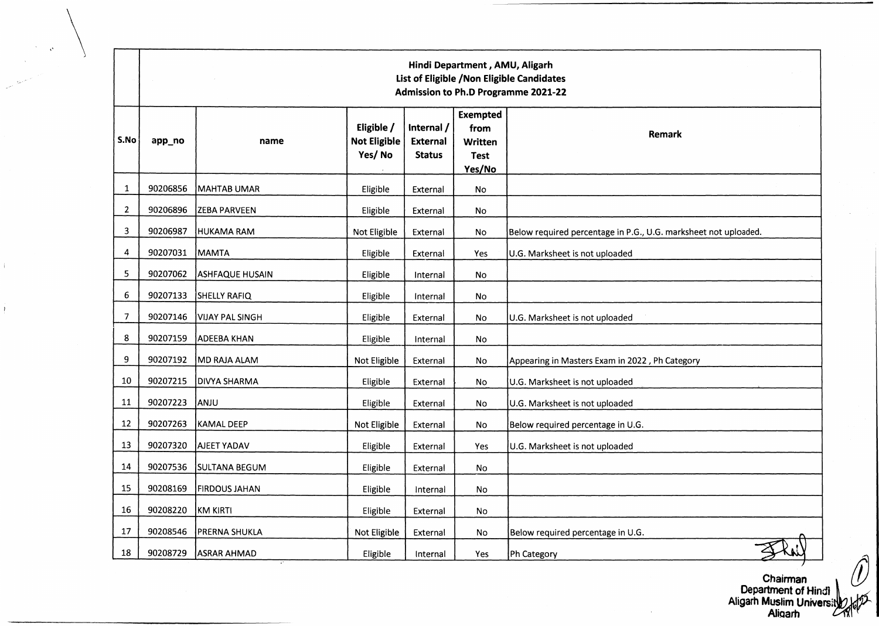| Hindi Department , AMU, Aligarh<br>List of Eligible /Non Eligible Candidates<br>Admission to Ph.D Programme 2021-22 | | | | | | |
|---|---|---|---|---|---|---|
| **S.No** | **app_no** | **name** | **Eligible / Not Eligible Yes/ No** | **Internal / External Status** | **Exempted from Written Test Yes/No** | **Remark** |
| 1 | 90206856 | MAHTAB UMAR | Eligible | External | No | |
| 2 | 90206896 | ZEBA PARVEEN | Eligible | External | No | |
| 3 | 90206987 | HUKAMA RAM | Not Eligible | External | No | Below required percentage in P.G., U.G. marksheet not uploaded. |
| 4 | 90207031 | MAMTA | Eligible | External | Yes | U.G. Marksheet is not uploaded |
| 5 | 90207062 | ASHFAQUE HUSAIN | Eligible | Internal | No | |
| 6 | 90207133 | SHELLY RAFIQ | Eligible | Internal | No | |
| 7 | 90207146 | VIJAY PAL SINGH | Eligible | External | No | U.G. Marksheet is not uploaded |
| 8 | 90207159 | ADEEBA KHAN | Eligible | Internal | No | |
| 9 | 90207192 | MD RAJA ALAM | Not Eligible | External | No | Appearing in Masters Exam in 2022 , Ph Category |
| 10 | 90207215 | DIVYA SHARMA | Eligible | External | No | U.G. Marksheet is not uploaded |
| 11 | 90207223 | ANJU | Eligible | External | No | U.G. Marksheet is not uploaded |
| 12 | 90207263 | KAMAL DEEP | Not Eligible | External | No | Below required percentage in U.G. |
| 13 | 90207320 | AJEET YADAV | Eligible | External | Yes | U.G. Marksheet is not uploaded |
| 14 | 90207536 | SULTANA BEGUM | Eligible | External | No | |
| 15 | 90208169 | FIRDOUS JAHAN | Eligible | Internal | No | |
| 16 | 90208220 | KM KIRTI | Eligible | External | No | |
| 17 | 90208546 | PRERNA SHUKLA | Not Eligible | External | No | Below required percentage in U.G. |
| 18 | 90208729 | ASRAR AHMAD | Eligible | Internal | Yes | Ph Category |

**Chairman**
**Department of Hindi**
**Aligarh Muslim University**
**Aligarh**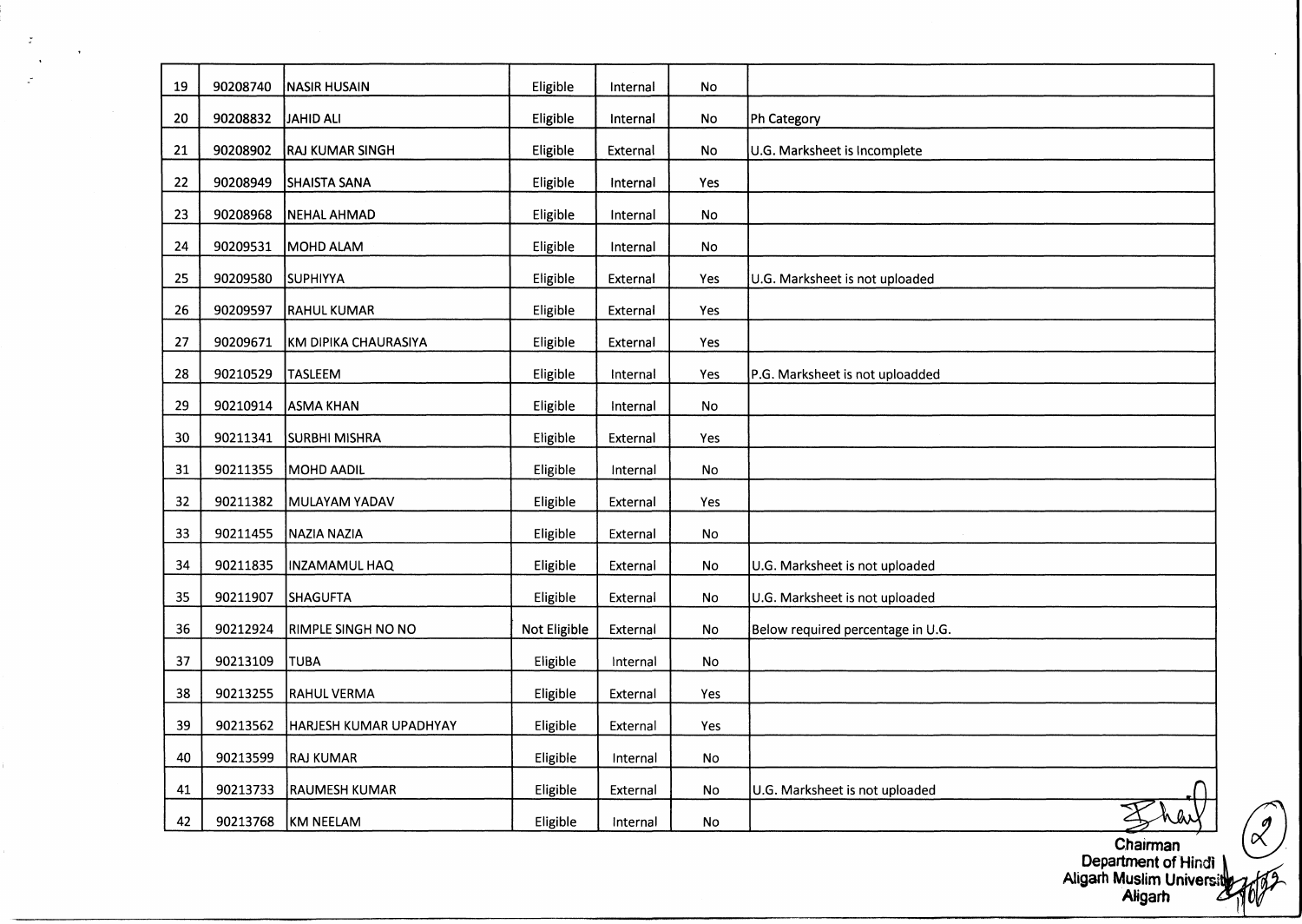| 19 | 90208740 | NASIR HUSAIN | Eligible | Internal | No | |
|---|---|---|---|---|---|---|
| 20 | 90208832 | JAHID ALI | Eligible | Internal | No | Ph Category |
| 21 | 90208902 | RAJ KUMAR SINGH | Eligible | External | No | U.G. Marksheet is Incomplete |
| 22 | 90208949 | SHAISTA SANA | Eligible | Internal | Yes | |
| 23 | 90208968 | NEHAL AHMAD | Eligible | Internal | No | |
| 24 | 90209531 | MOHD ALAM | Eligible | Internal | No | |
| 25 | 90209580 | SUPHIYYA | Eligible | External | Yes | U.G. Marksheet is not uploaded |
| 26 | 90209597 | RAHUL KUMAR | Eligible | External | Yes | |
| 27 | 90209671 | KM DIPIKA CHAURASIYA | Eligible | External | Yes | |
| 28 | 90210529 | TASLEEM | Eligible | Internal | Yes | P.G. Marksheet is not uploadded |
| 29 | 90210914 | ASMA KHAN | Eligible | Internal | No | |
| 30 | 90211341 | SURBHI MISHRA | Eligible | External | Yes | |
| 31 | 90211355 | MOHD AADIL | Eligible | Internal | No | |
| 32 | 90211382 | MULAYAM YADAV | Eligible | External | Yes | |
| 33 | 90211455 | NAZIA NAZIA | Eligible | External | No | |
| 34 | 90211835 | INZAMAMUL HAQ | Eligible | External | No | U.G. Marksheet is not uploaded |
| 35 | 90211907 | SHAGUFTA | Eligible | External | No | U.G. Marksheet is not uploaded |
| 36 | 90212924 | RIMPLE SINGH NO NO | Not Eligible | External | No | Below required percentage in U.G. |
| 37 | 90213109 | TUBA | Eligible | Internal | No | |
| 38 | 90213255 | RAHUL VERMA | Eligible | External | Yes | |
| 39 | 90213562 | HARJESH KUMAR UPADHYAY | Eligible | External | Yes | |
| 40 | 90213599 | RAJ KUMAR | Eligible | Internal | No | |
| 41 | 90213733 | RAUMESH KUMAR | Eligible | External | No | U.G. Marksheet is not uploaded |
| 42 | 90213768 | KM NEELAM | Eligible | Internal | No | |

Chairman
Department of Hindi
Aligarh Muslim University
Aligarh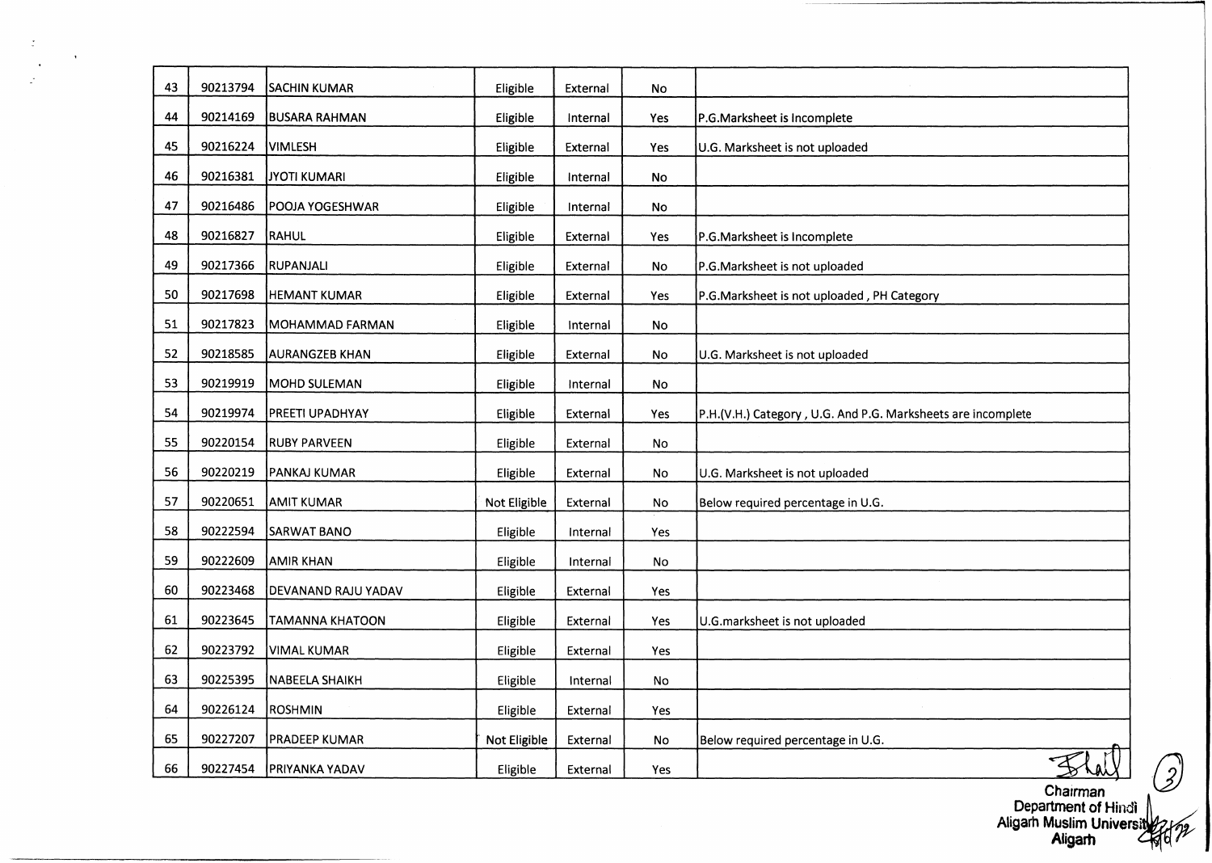| 43 | 90213794 | SACHIN KUMAR | Eligible | External | No | |
|---|---|---|---|---|---|---|
| 44 | 90214169 | BUSARA RAHMAN | Eligible | Internal | Yes | P.G.Marksheet is Incomplete |
| 45 | 90216224 | VIMLESH | Eligible | External | Yes | U.G. Marksheet is not uploaded |
| 46 | 90216381 | JYOTI KUMARI | Eligible | Internal | No | |
| 47 | 90216486 | POOJA YOGESHWAR | Eligible | Internal | No | |
| 48 | 90216827 | RAHUL | Eligible | External | Yes | P.G.Marksheet is Incomplete |
| 49 | 90217366 | RUPANJALI | Eligible | External | No | P.G.Marksheet is not uploaded |
| 50 | 90217698 | HEMANT KUMAR | Eligible | External | Yes | P.G.Marksheet is not uploaded , PH Category |
| 51 | 90217823 | MOHAMMAD FARMAN | Eligible | Internal | No | |
| 52 | 90218585 | AURANGZEB KHAN | Eligible | External | No | U.G. Marksheet is not uploaded |
| 53 | 90219919 | MOHD SULEMAN | Eligible | Internal | No | |
| 54 | 90219974 | PREETI UPADHYAY | Eligible | External | Yes | P.H.(V.H.) Category , U.G. And P.G. Marksheets are incomplete |
| 55 | 90220154 | RUBY PARVEEN | Eligible | External | No | |
| 56 | 90220219 | PANKAJ KUMAR | Eligible | External | No | U.G. Marksheet is not uploaded |
| 57 | 90220651 | AMIT KUMAR | Not Eligible | External | No | Below required percentage in U.G. |
| 58 | 90222594 | SARWAT BANO | Eligible | Internal | Yes | |
| 59 | 90222609 | AMIR KHAN | Eligible | Internal | No | |
| 60 | 90223468 | DEVANAND RAJU YADAV | Eligible | External | Yes | |
| 61 | 90223645 | TAMANNA KHATOON | Eligible | External | Yes | U.G.marksheet is not uploaded |
| 62 | 90223792 | VIMAL KUMAR | Eligible | External | Yes | |
| 63 | 90225395 | NABEELA SHAIKH | Eligible | Internal | No | |
| 64 | 90226124 | ROSHMIN | Eligible | External | Yes | |
| 65 | 90227207 | PRADEEP KUMAR | Not Eligible | External | No | Below required percentage in U.G. |
| 66 | 90227454 | PRIYANKA YADAV | Eligible | External | Yes | |

Chairman
Department of Hindi
Aligarh Muslim University
Aligarh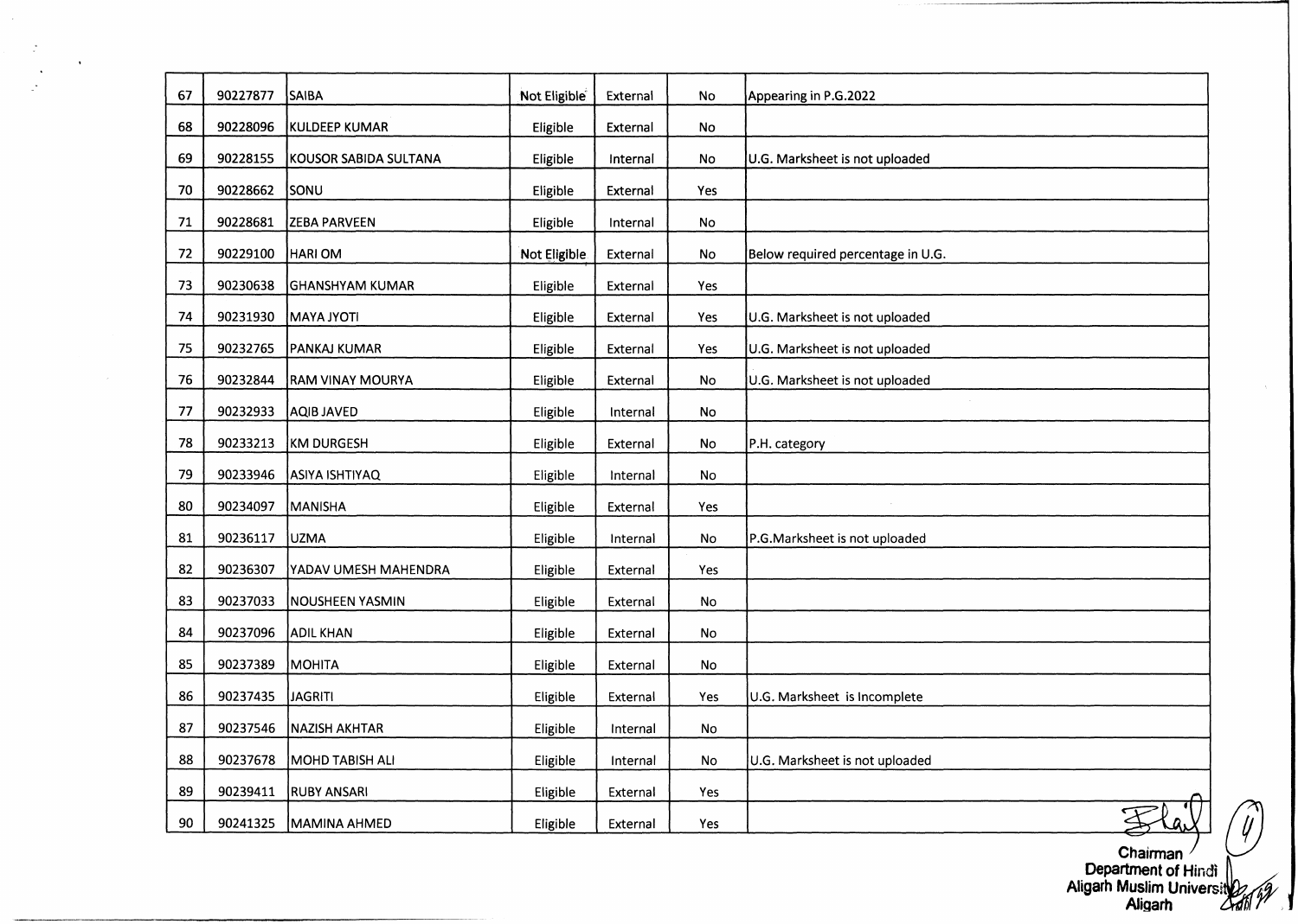| | | | | | | |
|---|---|---|---|---|---|---|
| 67 | 90227877 | SAIBA | Not Eligible | External | No | Appearing in P.G.2022 |
| 68 | 90228096 | KULDEEP KUMAR | Eligible | External | No | |
| 69 | 90228155 | KOUSOR SABIDA SULTANA | Eligible | Internal | No | U.G. Marksheet is not uploaded |
| 70 | 90228662 | SONU | Eligible | External | Yes | |
| 71 | 90228681 | ZEBA PARVEEN | Eligible | Internal | No | |
| 72 | 90229100 | HARI OM | Not Eligible | External | No | Below required percentage in U.G. |
| 73 | 90230638 | GHANSHYAM KUMAR | Eligible | External | Yes | |
| 74 | 90231930 | MAYA JYOTI | Eligible | External | Yes | U.G. Marksheet is not uploaded |
| 75 | 90232765 | PANKAJ KUMAR | Eligible | External | Yes | U.G. Marksheet is not uploaded |
| 76 | 90232844 | RAM VINAY MOURYA | Eligible | External | No | U.G. Marksheet is not uploaded |
| 77 | 90232933 | AQIB JAVED | Eligible | Internal | No | |
| 78 | 90233213 | KM DURGESH | Eligible | External | No | P.H. category |
| 79 | 90233946 | ASIYA ISHTIYAQ | Eligible | Internal | No | |
| 80 | 90234097 | MANISHA | Eligible | External | Yes | |
| 81 | 90236117 | UZMA | Eligible | Internal | No | P.G.Marksheet is not uploaded |
| 82 | 90236307 | YADAV UMESH MAHENDRA | Eligible | External | Yes | |
| 83 | 90237033 | NOUSHEEN YASMIN | Eligible | External | No | |
| 84 | 90237096 | ADIL KHAN | Eligible | External | No | |
| 85 | 90237389 | MOHITA | Eligible | External | No | |
| 86 | 90237435 | JAGRITI | Eligible | External | Yes | U.G. Marksheet is Incomplete |
| 87 | 90237546 | NAZISH AKHTAR | Eligible | Internal | No | |
| 88 | 90237678 | MOHD TABISH ALI | Eligible | Internal | No | U.G. Marksheet is not uploaded |
| 89 | 90239411 | RUBY ANSARI | Eligible | External | Yes | |
| 90 | 90241325 | MAMINA AHMED | Eligible | External | Yes | |

Chairman
Department of Hindi
Aligarh Muslim University
Aligarh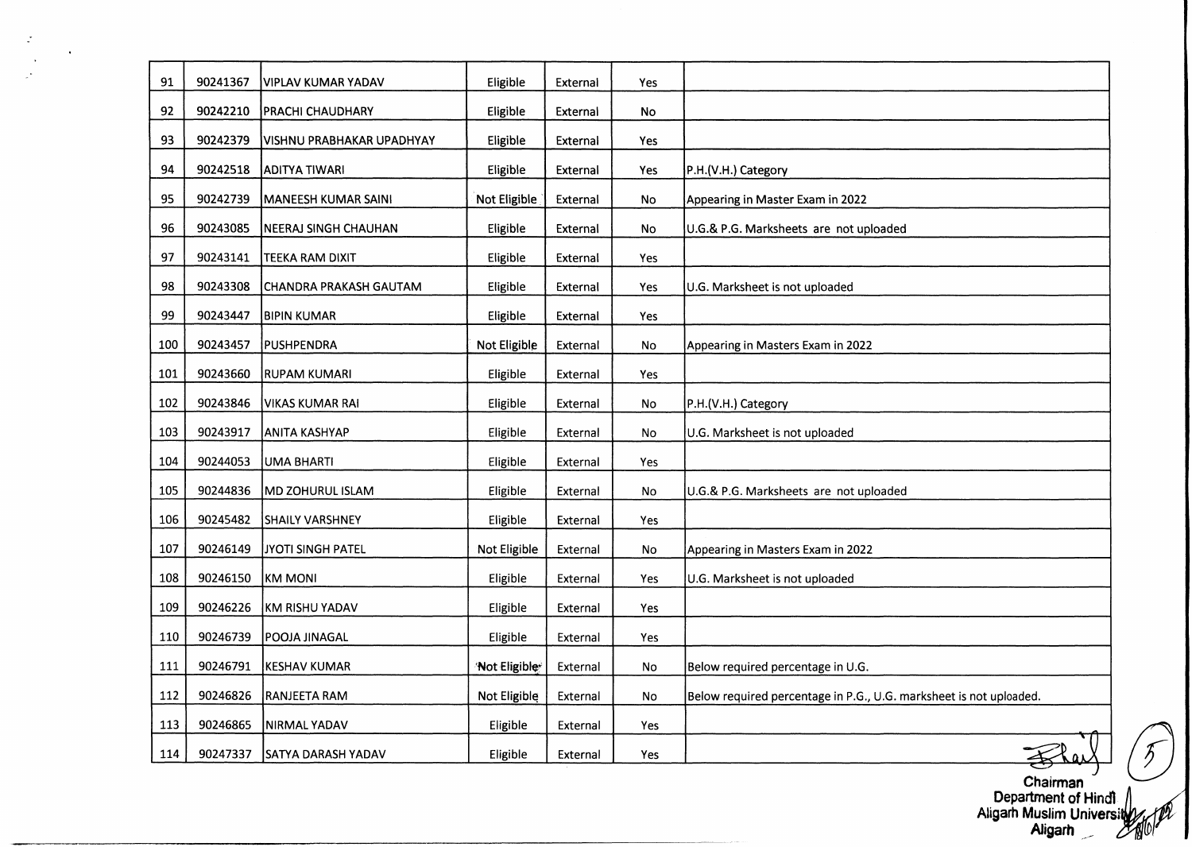| | | | | | | |
|---|---|---|---|---|---|---|
| 91 | 90241367 | VIPLAV KUMAR YADAV | Eligible | External | Yes | |
| 92 | 90242210 | PRACHI CHAUDHARY | Eligible | External | No | |
| 93 | 90242379 | VISHNU PRABHAKAR UPADHYAY | Eligible | External | Yes | |
| 94 | 90242518 | ADITYA TIWARI | Eligible | External | Yes | P.H.(V.H.) Category |
| 95 | 90242739 | MANEESH KUMAR SAINI | Not Eligible | External | No | Appearing in Master Exam in 2022 |
| 96 | 90243085 | NEERAJ SINGH CHAUHAN | Eligible | External | No | U.G.& P.G. Marksheets are not uploaded |
| 97 | 90243141 | TEEKA RAM DIXIT | Eligible | External | Yes | |
| 98 | 90243308 | CHANDRA PRAKASH GAUTAM | Eligible | External | Yes | U.G. Marksheet is not uploaded |
| 99 | 90243447 | BIPIN KUMAR | Eligible | External | Yes | |
| 100 | 90243457 | PUSHPENDRA | Not Eligible | External | No | Appearing in Masters Exam in 2022 |
| 101 | 90243660 | RUPAM KUMARI | Eligible | External | Yes | |
| 102 | 90243846 | VIKAS KUMAR RAI | Eligible | External | No | P.H.(V.H.) Category |
| 103 | 90243917 | ANITA KASHYAP | Eligible | External | No | U.G. Marksheet is not uploaded |
| 104 | 90244053 | UMA BHARTI | Eligible | External | Yes | |
| 105 | 90244836 | MD ZOHURUL ISLAM | Eligible | External | No | U.G.& P.G. Marksheets are not uploaded |
| 106 | 90245482 | SHAILY VARSHNEY | Eligible | External | Yes | |
| 107 | 90246149 | JYOTI SINGH PATEL | Not Eligible | External | No | Appearing in Masters Exam in 2022 |
| 108 | 90246150 | KM MONI | Eligible | External | Yes | U.G. Marksheet is not uploaded |
| 109 | 90246226 | KM RISHU YADAV | Eligible | External | Yes | |
| 110 | 90246739 | POOJA JINAGAL | Eligible | External | Yes | |
| 111 | 90246791 | KESHAV KUMAR | Not Eligible | External | No | Below required percentage in U.G. |
| 112 | 90246826 | RANJEETA RAM | Not Eligible | External | No | Below required percentage in P.G., U.G. marksheet is not uploaded. |
| 113 | 90246865 | NIRMAL YADAV | Eligible | External | Yes | |
| 114 | 90247337 | SATYA DARASH YADAV | Eligible | External | Yes | |

Chairman
Department of Hindi
Aligarh Muslim University
Aligarh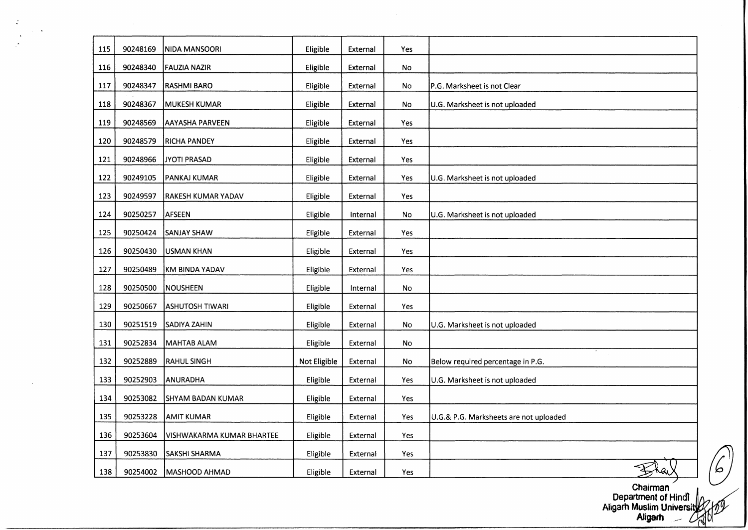| 115 | 90248169 | NIDA MANSOORI | Eligible | External | Yes | |
|---|---|---|---|---|---|---|
| 116 | 90248340 | FAUZIA NAZIR | Eligible | External | No | |
| 117 | 90248347 | RASHMI BARO | Eligible | External | No | P.G. Marksheet is not Clear |
| 118 | 90248367 | MUKESH KUMAR | Eligible | External | No | U.G. Marksheet is not uploaded |
| 119 | 90248569 | AAYASHA PARVEEN | Eligible | External | Yes | |
| 120 | 90248579 | RICHA PANDEY | Eligible | External | Yes | |
| 121 | 90248966 | JYOTI PRASAD | Eligible | External | Yes | |
| 122 | 90249105 | PANKAJ KUMAR | Eligible | External | Yes | U.G. Marksheet is not uploaded |
| 123 | 90249597 | RAKESH KUMAR YADAV | Eligible | External | Yes | |
| 124 | 90250257 | AFSEEN | Eligible | Internal | No | U.G. Marksheet is not uploaded |
| 125 | 90250424 | SANJAY SHAW | Eligible | External | Yes | |
| 126 | 90250430 | USMAN KHAN | Eligible | External | Yes | |
| 127 | 90250489 | KM BINDA YADAV | Eligible | External | Yes | |
| 128 | 90250500 | NOUSHEEN | Eligible | Internal | No | |
| 129 | 90250667 | ASHUTOSH TIWARI | Eligible | External | Yes | |
| 130 | 90251519 | SADIYA ZAHIN | Eligible | External | No | U.G. Marksheet is not uploaded |
| 131 | 90252834 | MAHTAB ALAM | Eligible | External | No | |
| 132 | 90252889 | RAHUL SINGH | Not Eligible | External | No | Below required percentage in P.G. |
| 133 | 90252903 | ANURADHA | Eligible | External | Yes | U.G. Marksheet is not uploaded |
| 134 | 90253082 | SHYAM BADAN KUMAR | Eligible | External | Yes | |
| 135 | 90253228 | AMIT KUMAR | Eligible | External | Yes | U.G.& P.G. Marksheets are not uploaded |
| 136 | 90253604 | VISHWAKARMA KUMAR BHARTEE | Eligible | External | Yes | |
| 137 | 90253830 | SAKSHI SHARMA | Eligible | External | Yes | |
| 138 | 90254002 | MASHOOD AHMAD | Eligible | External | Yes | |

Chairman
Department of Hindi
Aligarh Muslim University
Aligarh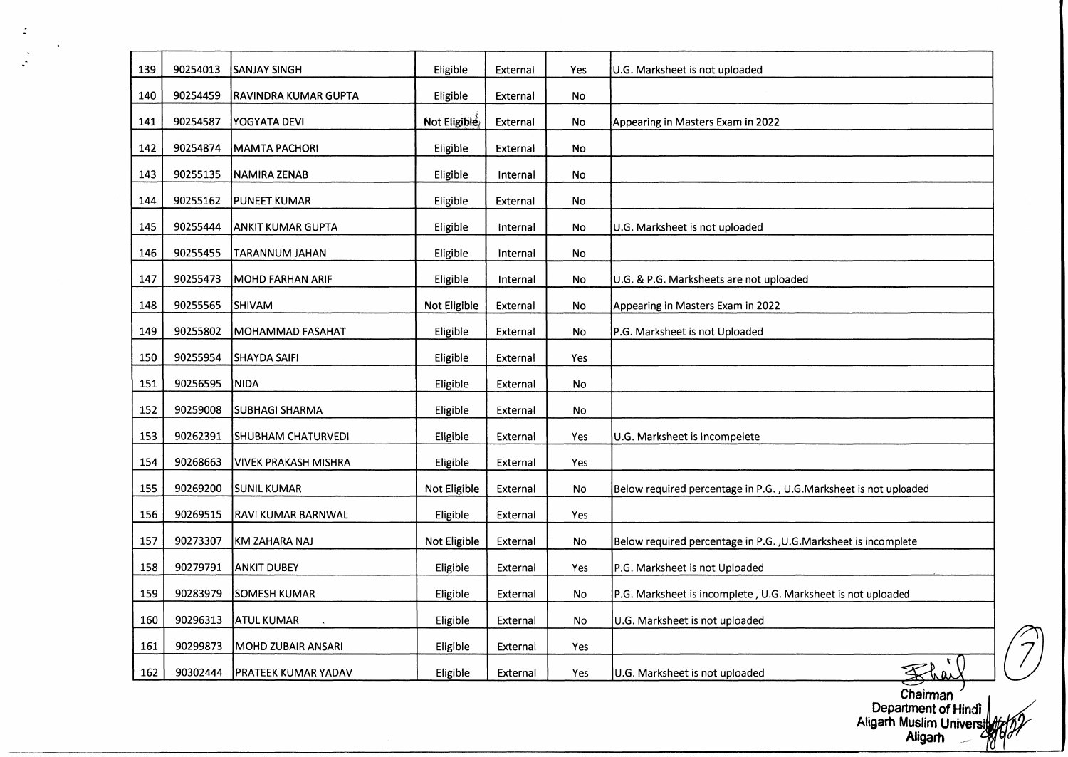| 139 | 90254013 | SANJAY SINGH | Eligible | External | Yes | U.G. Marksheet is not uploaded |
|---|---|---|---|---|---|---|
| 140 | 90254459 | RAVINDRA KUMAR GUPTA | Eligible | External | No | |
| 141 | 90254587 | YOGYATA DEVI | Not Eligible | External | No | Appearing in Masters Exam in 2022 |
| 142 | 90254874 | MAMTA PACHORI | Eligible | External | No | |
| 143 | 90255135 | NAMIRA ZENAB | Eligible | Internal | No | |
| 144 | 90255162 | PUNEET KUMAR | Eligible | External | No | |
| 145 | 90255444 | ANKIT KUMAR GUPTA | Eligible | Internal | No | U.G. Marksheet is not uploaded |
| 146 | 90255455 | TARANNUM JAHAN | Eligible | Internal | No | |
| 147 | 90255473 | MOHD FARHAN ARIF | Eligible | Internal | No | U.G. & P.G. Marksheets are not uploaded |
| 148 | 90255565 | SHIVAM | Not Eligible | External | No | Appearing in Masters Exam in 2022 |
| 149 | 90255802 | MOHAMMAD FASAHAT | Eligible | External | No | P.G. Marksheet is not Uploaded |
| 150 | 90255954 | SHAYDA SAIFI | Eligible | External | Yes | |
| 151 | 90256595 | NIDA | Eligible | External | No | |
| 152 | 90259008 | SUBHAGI SHARMA | Eligible | External | No | |
| 153 | 90262391 | SHUBHAM CHATURVEDI | Eligible | External | Yes | U.G. Marksheet is Incompelete |
| 154 | 90268663 | VIVEK PRAKASH MISHRA | Eligible | External | Yes | |
| 155 | 90269200 | SUNIL KUMAR | Not Eligible | External | No | Below required percentage in P.G. , U.G.Marksheet is not uploaded |
| 156 | 90269515 | RAVI KUMAR BARNWAL | Eligible | External | Yes | |
| 157 | 90273307 | KM ZAHARA NAJ | Not Eligible | External | No | Below required percentage in P.G. ,U.G.Marksheet is incomplete |
| 158 | 90279791 | ANKIT DUBEY | Eligible | External | Yes | P.G. Marksheet is not Uploaded |
| 159 | 90283979 | SOMESH KUMAR | Eligible | External | No | P.G. Marksheet is incomplete , U.G. Marksheet is not uploaded |
| 160 | 90296313 | ATUL KUMAR | Eligible | External | No | U.G. Marksheet is not uploaded |
| 161 | 90299873 | MOHD ZUBAIR ANSARI | Eligible | External | Yes | |
| 162 | 90302444 | PRATEEK KUMAR YADAV | Eligible | External | Yes | U.G. Marksheet is not uploaded |

Chairman
Department of Hindi
Aligarh Muslim University
Aligarh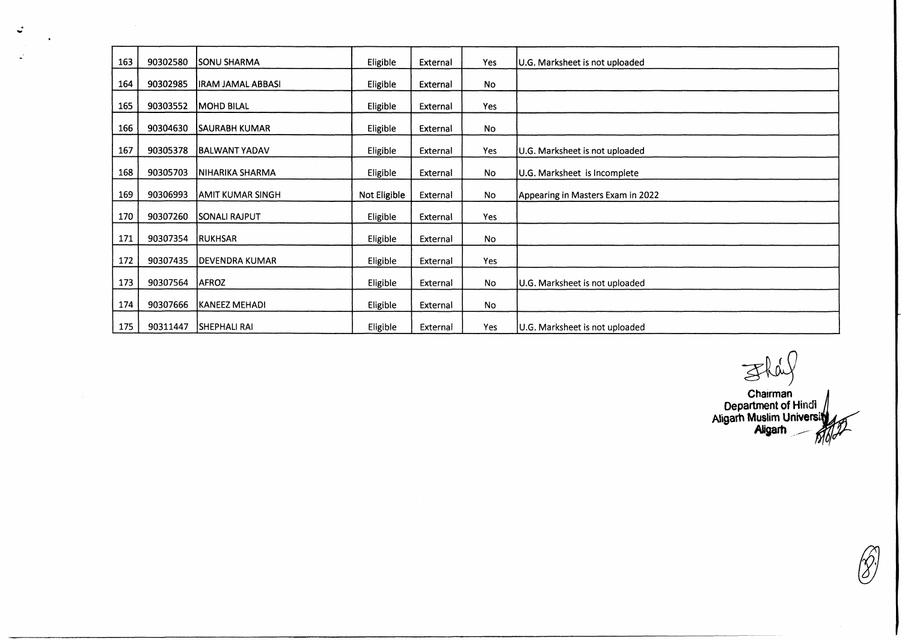| 163 | 90302580 | SONU SHARMA | Eligible | External | Yes | U.G. Marksheet is not uploaded |
|---|---|---|---|---|---|---|
| 164 | 90302985 | IRAM JAMAL ABBASI | Eligible | External | No | |
| 165 | 90303552 | MOHD BILAL | Eligible | External | Yes | |
| 166 | 90304630 | SAURABH KUMAR | Eligible | External | No | |
| 167 | 90305378 | BALWANT YADAV | Eligible | External | Yes | U.G. Marksheet is not uploaded |
| 168 | 90305703 | NIHARIKA SHARMA | Eligible | External | No | U.G. Marksheet is Incomplete |
| 169 | 90306993 | AMIT KUMAR SINGH | Not Eligible | External | No | Appearing in Masters Exam in 2022 |
| 170 | 90307260 | SONALI RAJPUT | Eligible | External | Yes | |
| 171 | 90307354 | RUKHSAR | Eligible | External | No | |
| 172 | 90307435 | DEVENDRA KUMAR | Eligible | External | Yes | |
| 173 | 90307564 | AFROZ | Eligible | External | No | U.G. Marksheet is not uploaded |
| 174 | 90307666 | KANEEZ MEHADI | Eligible | External | No | |
| 175 | 90311447 | SHEPHALI RAI | Eligible | External | Yes | U.G. Marksheet is not uploaded |

Chairman
Department of Hindi
Aligarh Muslim University
Aligarh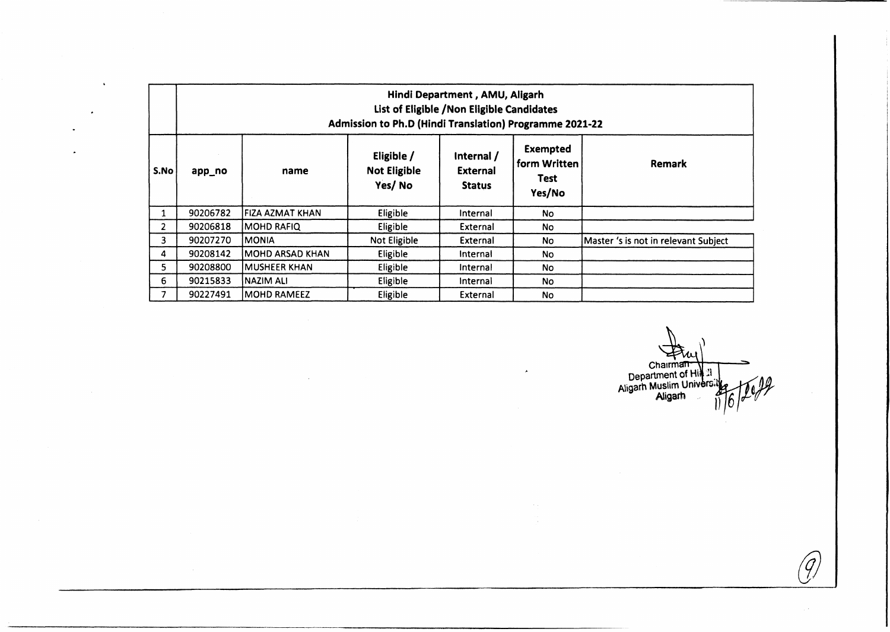| | Hindi Department , AMU, Aligarh<br>List of Eligible /Non Eligible Candidates<br>Admission to Ph.D (Hindi Translation) Programme 2021-22 | | | | | |
|---|---|---|---|---|---|---|
| **S.No** | **app_no** | **name** | **Eligible / Not Eligible Yes/ No** | **Internal / External Status** | **Exempted form Written Test Yes/No** | **Remark** |
| 1 | 90206782 | FIZA AZMAT KHAN | Eligible | Internal | No | |
| 2 | 90206818 | MOHD RAFIQ | Eligible | External | No | |
| 3 | 90207270 | MONIA | Not Eligible | External | No | Master 's is not in relevant Subject |
| 4 | 90208142 | MOHD ARSAD KHAN | Eligible | Internal | No | |
| 5 | 90208800 | MUSHEER KHAN | Eligible | Internal | No | |
| 6 | 90215833 | NAZIM ALI | Eligible | Internal | No | |
| 7 | 90227491 | MOHD RAMEEZ | Eligible | External | No | |

Chairman
Department of Hindi
Aligarh Muslim University
Aligarh
11/6/2022